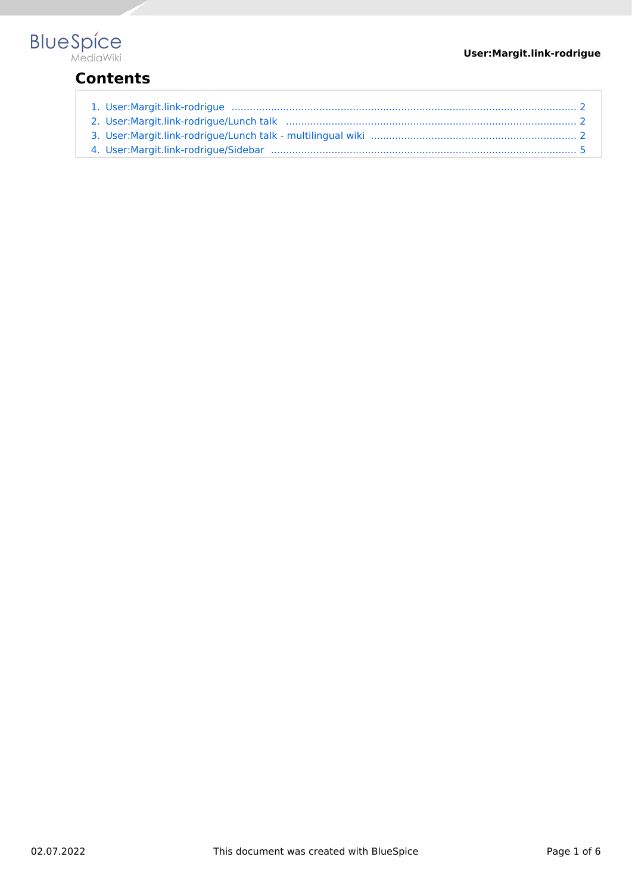# Contents

1. User:Margit.link-rodrigue ........................................................................................................ 2
2. User:Margit.link-rodrigue/Lunch talk ........................................................................................ 2
3. User:Margit.link-rodrigue/Lunch talk - multilingual wiki ........................................................... 2
4. User:Margit.link-rodrigue/Sidebar ............................................................................................ 5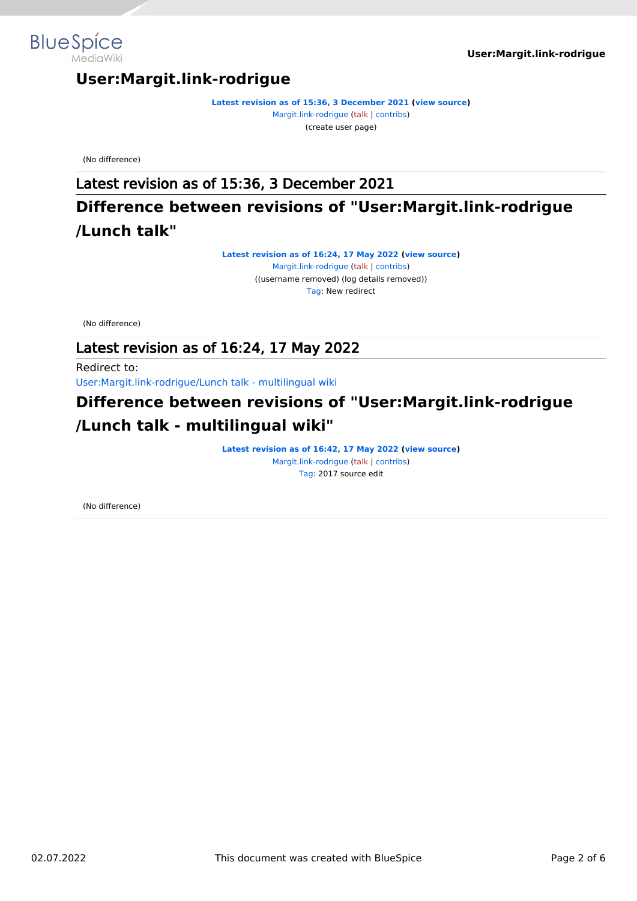# User:Margit.link-rodrigue

**Latest revision as of 15:36, 3 December 2021 (view source)**
Margit.link-rodrigue (talk | contribs)
(create user page)

(No difference)

## Latest revision as of 15:36, 3 December 2021

# Difference between revisions of "User:Margit.link-rodrigue/Lunch talk"

**Latest revision as of 16:24, 17 May 2022 (view source)**
Margit.link-rodrigue (talk | contribs)
((username removed) (log details removed))
Tag: New redirect

(No difference)

## Latest revision as of 16:24, 17 May 2022

Redirect to:
User:Margit.link-rodrigue/Lunch talk - multilingual wiki

# Difference between revisions of "User:Margit.link-rodrigue/Lunch talk - multilingual wiki"

**Latest revision as of 16:42, 17 May 2022 (view source)**
Margit.link-rodrigue (talk | contribs)
Tag: 2017 source edit

(No difference)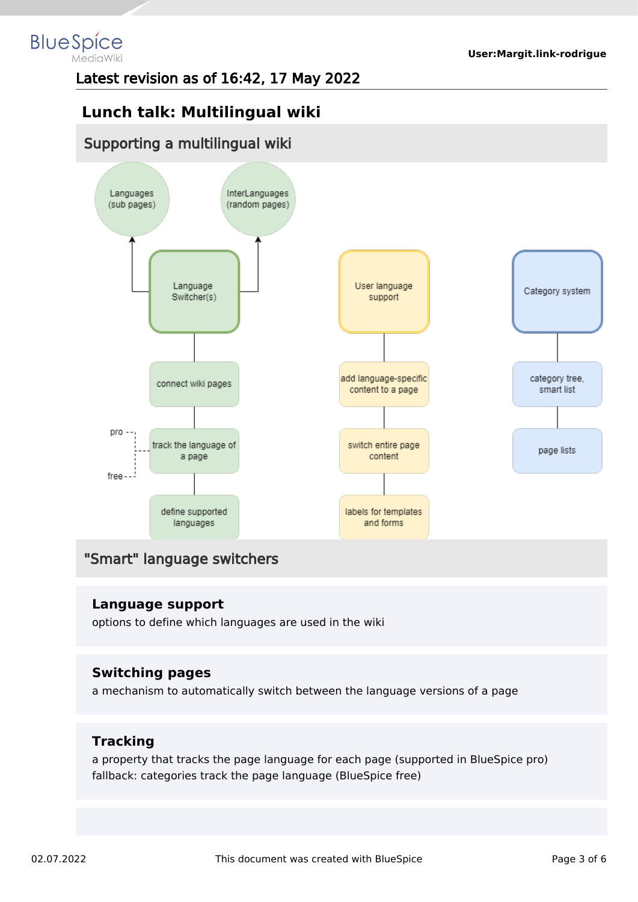Latest revision as of 16:42, 17 May 2022

# Lunch talk: Multilingual wiki

## Supporting a multilingual wiki

Languages (sub pages)

InterLanguages (random pages)

Language Switcher(s)

User language support

Category system

connect wiki pages

add language-specific content to a page

category tree, smart list

pro

track the language of a page

free

switch entire page content

page lists

define supported languages

labels for templates and forms

## "Smart" language switchers

**Language support**

options to define which languages are used in the wiki

**Switching pages**

a mechanism to automatically switch between the language versions of a page

**Tracking**

a property that tracks the page language for each page (supported in BlueSpice pro)
fallback: categories track the page language (BlueSpice free)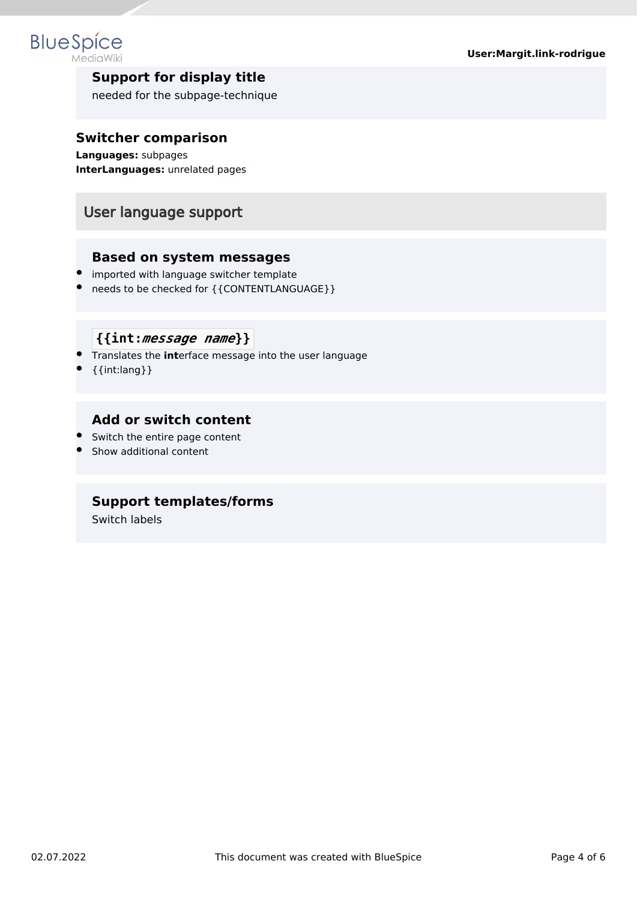### Support for display title

needed for the subpage-technique

### Switcher comparison

**Languages:** subpages
**InterLanguages:** unrelated pages

## User language support

### Based on system messages

- imported with language switcher template
- needs to be checked for {{CONTENTLANGUAGE}}

### `{{int:`*`message name`*`}}`

- Translates the **int**erface message into the user language
- {{int:lang}}

### Add or switch content

- Switch the entire page content
- Show additional content

### Support templates/forms

Switch labels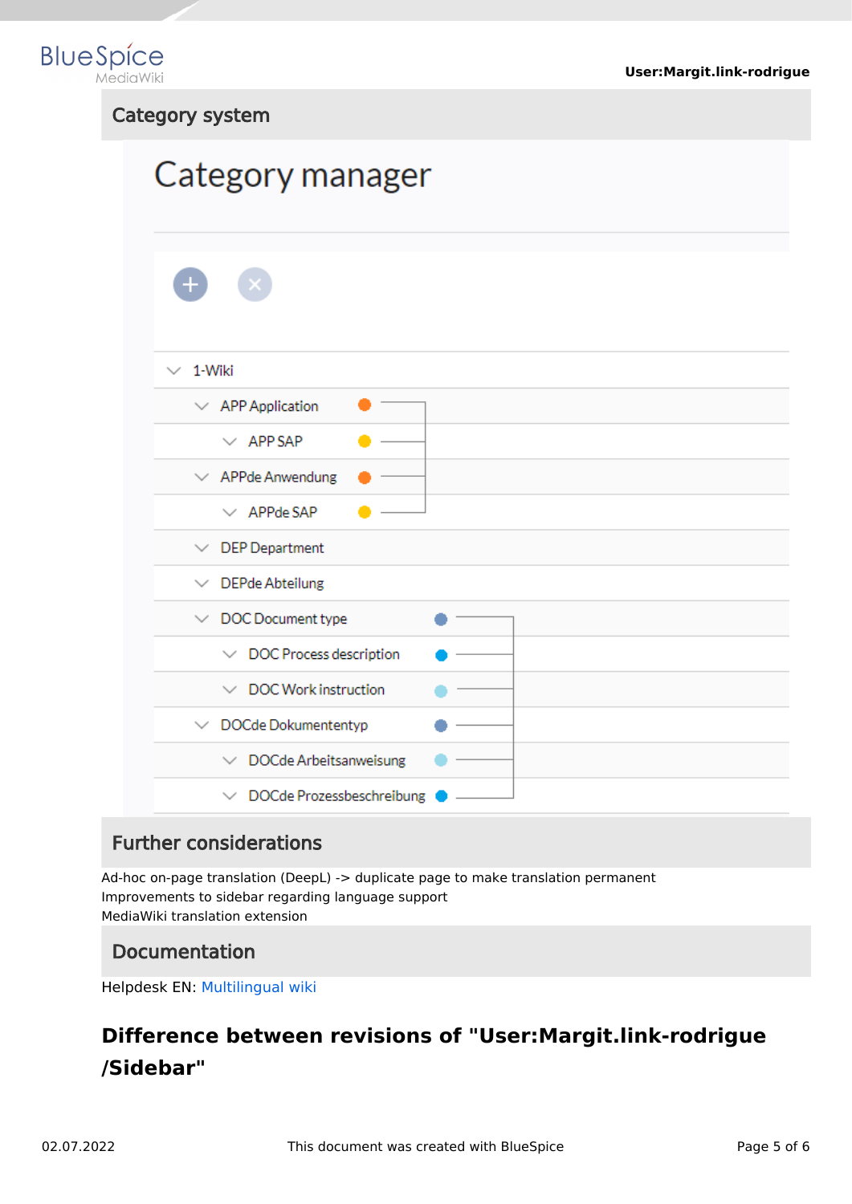## Category system

Category manager

- 1-Wiki
  - APP Application
    - APP SAP
  - APPde Anwendung
    - APPde SAP
  - DEP Department
  - DEPde Abteilung
  - DOC Document type
    - DOC Process description
    - DOC Work instruction
  - DOCde Dokumententyp
    - DOCde Arbeitsanweisung
    - DOCde Prozessbeschreibung

## Further considerations

Ad-hoc on-page translation (DeepL) -> duplicate page to make translation permanent
Improvements to sidebar regarding language support
MediaWiki translation extension

## Documentation

Helpdesk EN: Multilingual wiki

# Difference between revisions of "User:Margit.link-rodrigue /Sidebar"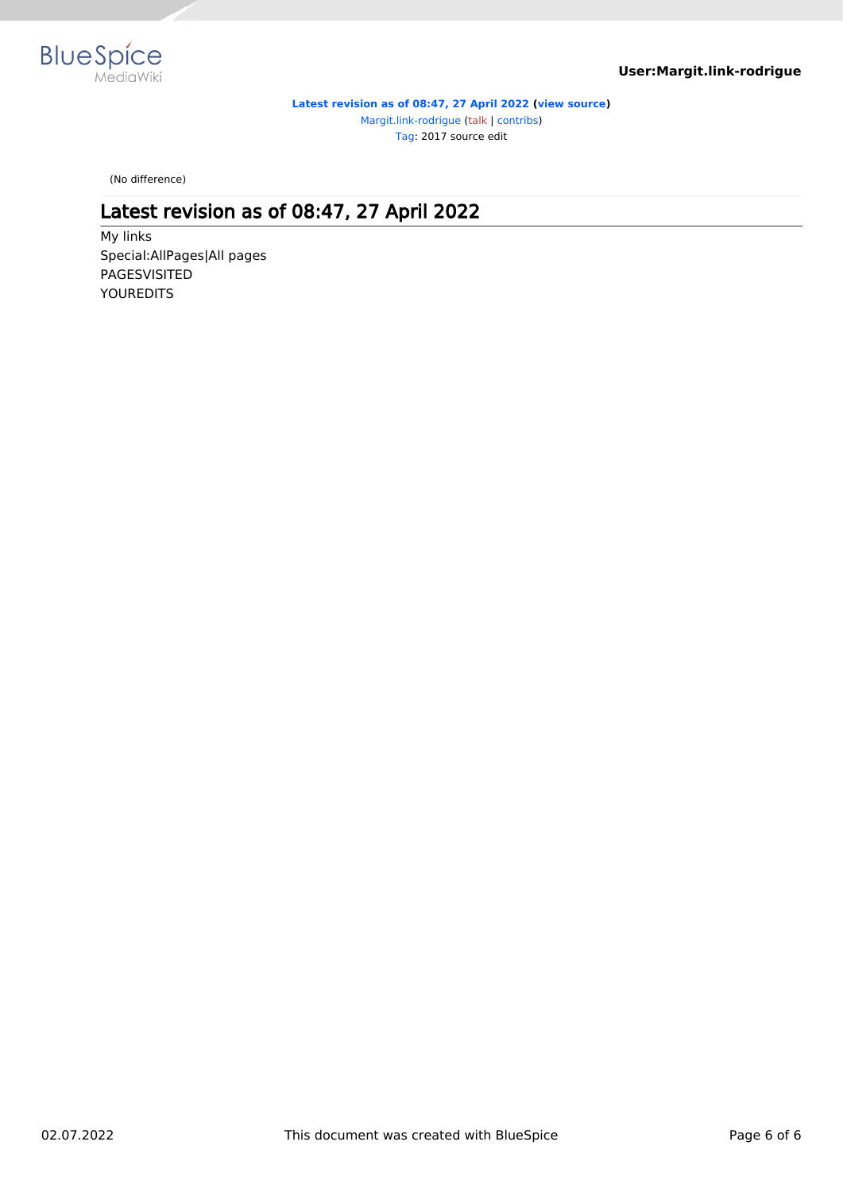**Latest revision as of 08:47, 27 April 2022 (view source)**
Margit.link-rodrigue (talk | contribs)
Tag: 2017 source edit

(No difference)

## Latest revision as of 08:47, 27 April 2022

My links
Special:AllPages|All pages
PAGESVISITED
YOUREDITS